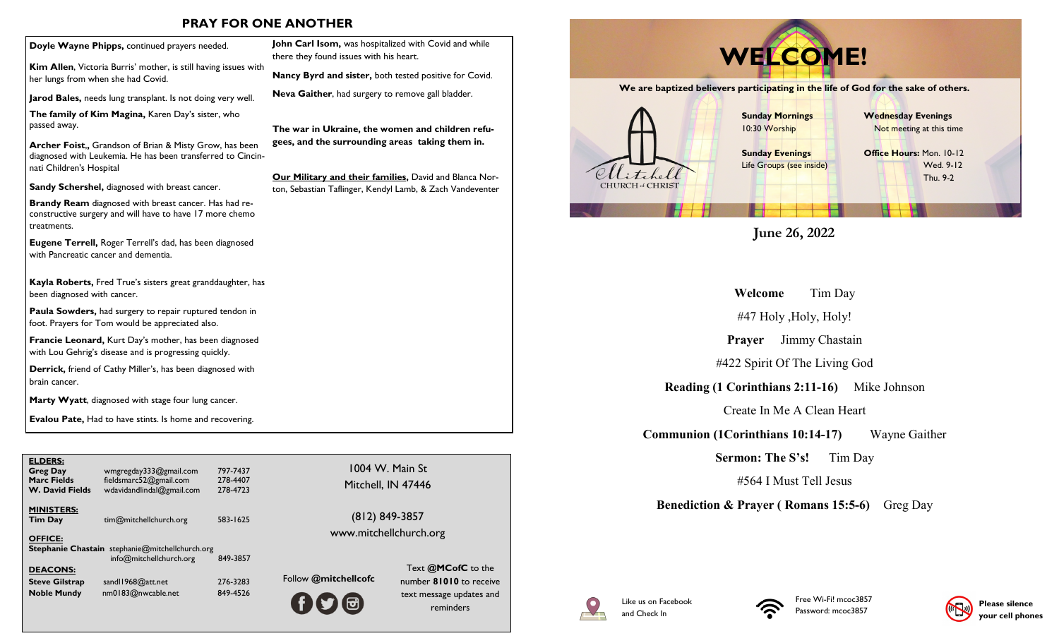## PRAY FOR ONE ANOTHER

**Doyle Wayne Phipps,** continued prayers needed.

**Kim Allen**, Victoria Burris' mother, is still having issues with her lungs from when she had Covid.

**Jarod Bales,** needs lung transplant. Is not doing very well.

**The family of Kim Magina,** Karen Day's sister, who passed away.

**Archer Foist.,** Grandson of Brian & Misty Grow, has been diagnosed with Leukemia. He has been transferred to Cincinnati Children's Hospital

**Sandy Schershel,** diagnosed with breast cancer.

**Brandy Ream** diagnosed with breast cancer. Has had reconstructive surgery and will have to have 17 more chemo treatments.

**Eugene Terrell,** Roger Terrell's dad, has been diagnosed with Pancreatic cancer and dementia.

**Kayla Roberts,** Fred True's sisters great granddaughter, has been diagnosed with cancer.

**Paula Sowders,** had surgery to repair ruptured tendon in foot. Prayers for Tom would be appreciated also.

**Francie Leonard,** Kurt Day's mother, has been diagnosed with Lou Gehrig's disease and is progressing quickly.

**Derrick,** friend of Cathy Miller's, has been diagnosed with brain cancer.

**Marty Wyatt**, diagnosed with stage four lung cancer.

**Evalou Pate,** Had to have stints. Is home and recovering.

**John Carl Isom,** was hospitalized with Covid and while there they found issues with his heart.

**Nancy Byrd and sister,** both tested positive for Covid.

**Neva Gaither**, had surgery to remove gall bladder.

**The war in Ukraine, the women and children refugees, and the surrounding areas taking them in.**

**Our Military and their families,** David and Blanca Norton, Sebastian Taflinger, Kendyl Lamb, & Zach Vandeventer

**ELDERS:**

| | | |
|---|---|---|
| **Greg Day** | wmgregday333@gmail.com | 797-7437 |
| **Marc Fields** | fieldsmarc52@gmail.com | 278-4407 |
| **W. David Fields** | wdavidandlindal@gmail.com | 278-4723 |

**MINISTERS:**

| | | |
|---|---|---|
| **Tim Day** | tim@mitchellchurch.org | 583-1625 |

**OFFICE:**

| | | |
|---|---|---|
| **Stephanie Chastain** | stephanie@mitchellchurch.org<br>info@mitchellchurch.org | 849-3857 |

**DEACONS:**

| | | |
|---|---|---|
| **Steve Gilstrap** | sandl1968@att.net | 276-3283 |
| **Noble Mundy** | nm0183@nwcable.net | 849-4526 |

1004 W. Main St
Mitchell, IN 47446

(812) 849-3857
www.mitchellchurch.org

Follow **@mitchellcofc**

Text **@MCofC** to the number **81010** to receive text message updates and reminders

# WELCOME!

**We are baptized believers participating in the life of God for the sake of others.**

Mitchell CHURCH of CHRIST

**Sunday Mornings**
10:30 Worship

**Sunday Evenings**
Life Groups (see inside)

**Wednesday Evenings**
Not meeting at this time

**Office Hours:** Mon. 10-12
Wed. 9-12
Thu. 9-2

**June 26, 2022**

**Welcome** Tim Day

#47 Holy ,Holy, Holy!

**Prayer** Jimmy Chastain

#422 Spirit Of The Living God

**Reading (1 Corinthians 2:11-16)** Mike Johnson

Create In Me A Clean Heart

**Communion (1Corinthians 10:14-17)** Wayne Gaither

**Sermon: The S's!** Tim Day

#564 I Must Tell Jesus

**Benediction & Prayer ( Romans 15:5-6)** Greg Day

Like us on Facebook and Check In

Free Wi-Fi! mcoc3857
Password: mcoc3857

**Please silence your cell phones**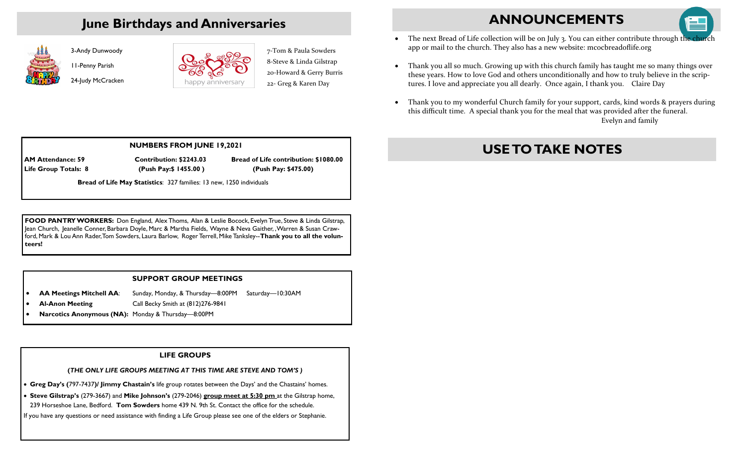## June Birthdays and Anniversaries

3-Andy Dunwoody

11-Penny Parish

24-Judy McCracken

happy anniversary

7-Tom & Paula Sowders

8-Steve & Linda Gilstrap

20-Howard & Gerry Burris

22- Greg & Karen Day

### NUMBERS FROM JUNE 19,2021

| | | |
|---|---|---|
| **AM Attendance: 59** | **Contribution: $2243.03** | **Bread of Life contribution: $1080.00** |
| **Life Group Totals: 8** | **(Push Pay:$ 1455.00 )** | **(Push Pay: $475.00)** |

**Bread of Life May Statistics**: 327 families: 13 new, 1250 individuals

**FOOD PANTRY WORKERS:** Don England, Alex Thoms, Alan & Leslie Bocock, Evelyn True, Steve & Linda Gilstrap, Jean Church, Jeanelle Conner, Barbara Doyle, Marc & Martha Fields, Wayne & Neva Gaither, ,Warren & Susan Crawford, Mark & Lou Ann Rader, Tom Sowders, Laura Barlow, Roger Terrell, Mike Tanksley--**Thank you to all the volunteers!**

### SUPPORT GROUP MEETINGS

- **AA Meetings Mitchell AA**: Sunday, Monday, & Thursday—8:00PM Saturday—10:30AM
- **Al-Anon Meeting** Call Becky Smith at (812)276-9841
- **Narcotics Anonymous (NA):** Monday & Thursday—8:00PM

### LIFE GROUPS

**(*THE ONLY LIFE GROUPS MEETING AT THIS TIME ARE STEVE AND TOM'S* )**

- **Greg Day's (**797-7437**)/ Jimmy Chastain's** life group rotates between the Days' and the Chastains' homes.
- **Steve Gilstrap's** (279-3667) and **Mike Johnson's** (279-2046) **group meet at 5:30 pm** at the Gilstrap home, 239 Horseshoe Lane, Bedford. **Tom Sowders** home 439 N. 9th St. Contact the office for the schedule.

If you have any questions or need assistance with finding a Life Group please see one of the elders or Stephanie.

## ANNOUNCEMENTS

- The next Bread of Life collection will be on July 3. You can either contribute through the church app or mail to the church. They also has a new website: mcocbreadoflife.org
- Thank you all so much. Growing up with this church family has taught me so many things over these years. How to love God and others unconditionally and how to truly believe in the scriptures. I love and appreciate you all dearly. Once again, I thank you. Claire Day
- Thank you to my wonderful Church family for your support, cards, kind words & prayers during this difficult time. A special thank you for the meal that was provided after the funeral.
  Evelyn and family

## USE TO TAKE NOTES